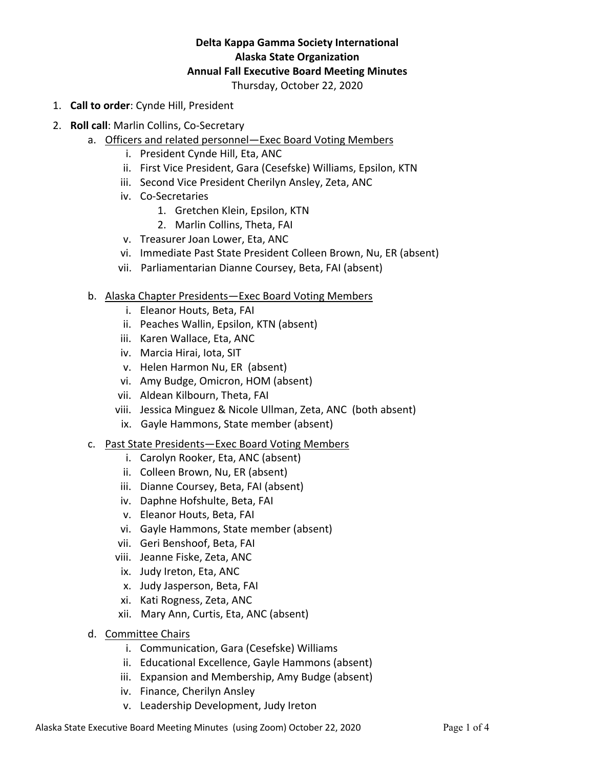**Delta Kappa Gamma Society International**
**Alaska State Organization**
**Annual Fall Executive Board Meeting Minutes**
Thursday, October 22, 2020

1. **Call to order**: Cynde Hill, President
2. **Roll call**: Marlin Collins, Co-Secretary
    a. Officers and related personnel—Exec Board Voting Members
        i. President Cynde Hill, Eta, ANC
        ii. First Vice President, Gara (Cesefske) Williams, Epsilon, KTN
        iii. Second Vice President Cherilyn Ansley, Zeta, ANC
        iv. Co-Secretaries
            1. Gretchen Klein, Epsilon, KTN
            2. Marlin Collins, Theta, FAI
        v. Treasurer Joan Lower, Eta, ANC
        vi. Immediate Past State President Colleen Brown, Nu, ER (absent)
        vii. Parliamentarian Dianne Coursey, Beta, FAI (absent)

    b. Alaska Chapter Presidents—Exec Board Voting Members
        i. Eleanor Houts, Beta, FAI
        ii. Peaches Wallin, Epsilon, KTN (absent)
        iii. Karen Wallace, Eta, ANC
        iv. Marcia Hirai, Iota, SIT
        v. Helen Harmon Nu, ER (absent)
        vi. Amy Budge, Omicron, HOM (absent)
        vii. Aldean Kilbourn, Theta, FAI
        viii. Jessica Minguez & Nicole Ullman, Zeta, ANC (both absent)
        ix. Gayle Hammons, State member (absent)

    c. Past State Presidents—Exec Board Voting Members
        i. Carolyn Rooker, Eta, ANC (absent)
        ii. Colleen Brown, Nu, ER (absent)
        iii. Dianne Coursey, Beta, FAI (absent)
        iv. Daphne Hofshulte, Beta, FAI
        v. Eleanor Houts, Beta, FAI
        vi. Gayle Hammons, State member (absent)
        vii. Geri Benshoof, Beta, FAI
        viii. Jeanne Fiske, Zeta, ANC
        ix. Judy Ireton, Eta, ANC
        x. Judy Jasperson, Beta, FAI
        xi. Kati Rogness, Zeta, ANC
        xii. Mary Ann, Curtis, Eta, ANC (absent)

    d. Committee Chairs
        i. Communication, Gara (Cesefske) Williams
        ii. Educational Excellence, Gayle Hammons (absent)
        iii. Expansion and Membership, Amy Budge (absent)
        iv. Finance, Cherilyn Ansley
        v. Leadership Development, Judy Ireton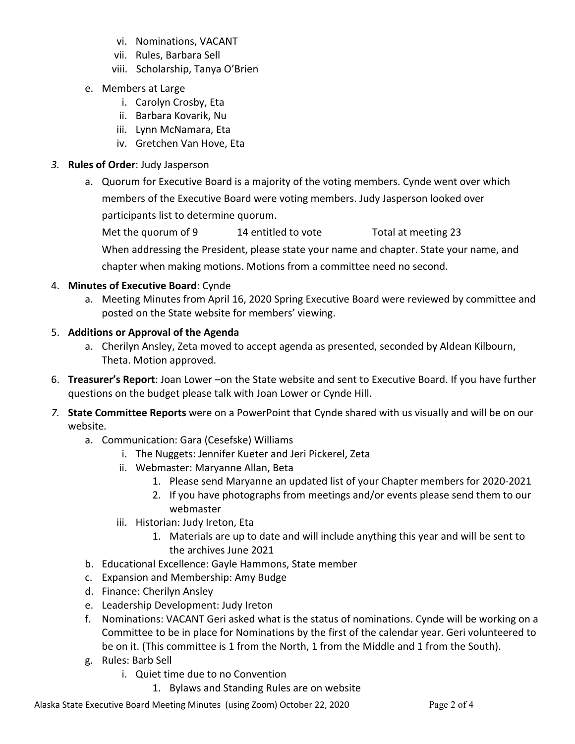vi. Nominations, VACANT
vii. Rules, Barbara Sell
viii. Scholarship, Tanya O'Brien

e. Members at Large
   i. Carolyn Crosby, Eta
   ii. Barbara Kovarik, Nu
   iii. Lynn McNamara, Eta
   iv. Gretchen Van Hove, Eta

3. **Rules of Order**: Judy Jasperson
   a. Quorum for Executive Board is a majority of the voting members. Cynde went over which members of the Executive Board were voting members. Judy Jasperson looked over participants list to determine quorum.

      Met the quorum of 9 &nbsp;&nbsp;&nbsp;&nbsp; 14 entitled to vote &nbsp;&nbsp;&nbsp;&nbsp; Total at meeting 23

      When addressing the President, please state your name and chapter. State your name, and chapter when making motions. Motions from a committee need no second.

4. **Minutes of Executive Board**: Cynde
   a. Meeting Minutes from April 16, 2020 Spring Executive Board were reviewed by committee and posted on the State website for members' viewing.

5. **Additions or Approval of the Agenda**
   a. Cherilyn Ansley, Zeta moved to accept agenda as presented, seconded by Aldean Kilbourn, Theta. Motion approved.

6. **Treasurer's Report**: Joan Lower –on the State website and sent to Executive Board. If you have further questions on the budget please talk with Joan Lower or Cynde Hill.

7. **State Committee Reports** were on a PowerPoint that Cynde shared with us visually and will be on our website.
   a. Communication: Gara (Cesefske) Williams
      i. The Nuggets: Jennifer Kueter and Jeri Pickerel, Zeta
      ii. Webmaster: Maryanne Allan, Beta
         1. Please send Maryanne an updated list of your Chapter members for 2020-2021
         2. If you have photographs from meetings and/or events please send them to our webmaster
      iii. Historian: Judy Ireton, Eta
         1. Materials are up to date and will include anything this year and will be sent to the archives June 2021
   b. Educational Excellence: Gayle Hammons, State member
   c. Expansion and Membership: Amy Budge
   d. Finance: Cherilyn Ansley
   e. Leadership Development: Judy Ireton
   f. Nominations: VACANT Geri asked what is the status of nominations. Cynde will be working on a Committee to be in place for Nominations by the first of the calendar year. Geri volunteered to be on it. (This committee is 1 from the North, 1 from the Middle and 1 from the South).
   g. Rules: Barb Sell
      i. Quiet time due to no Convention
         1. Bylaws and Standing Rules are on website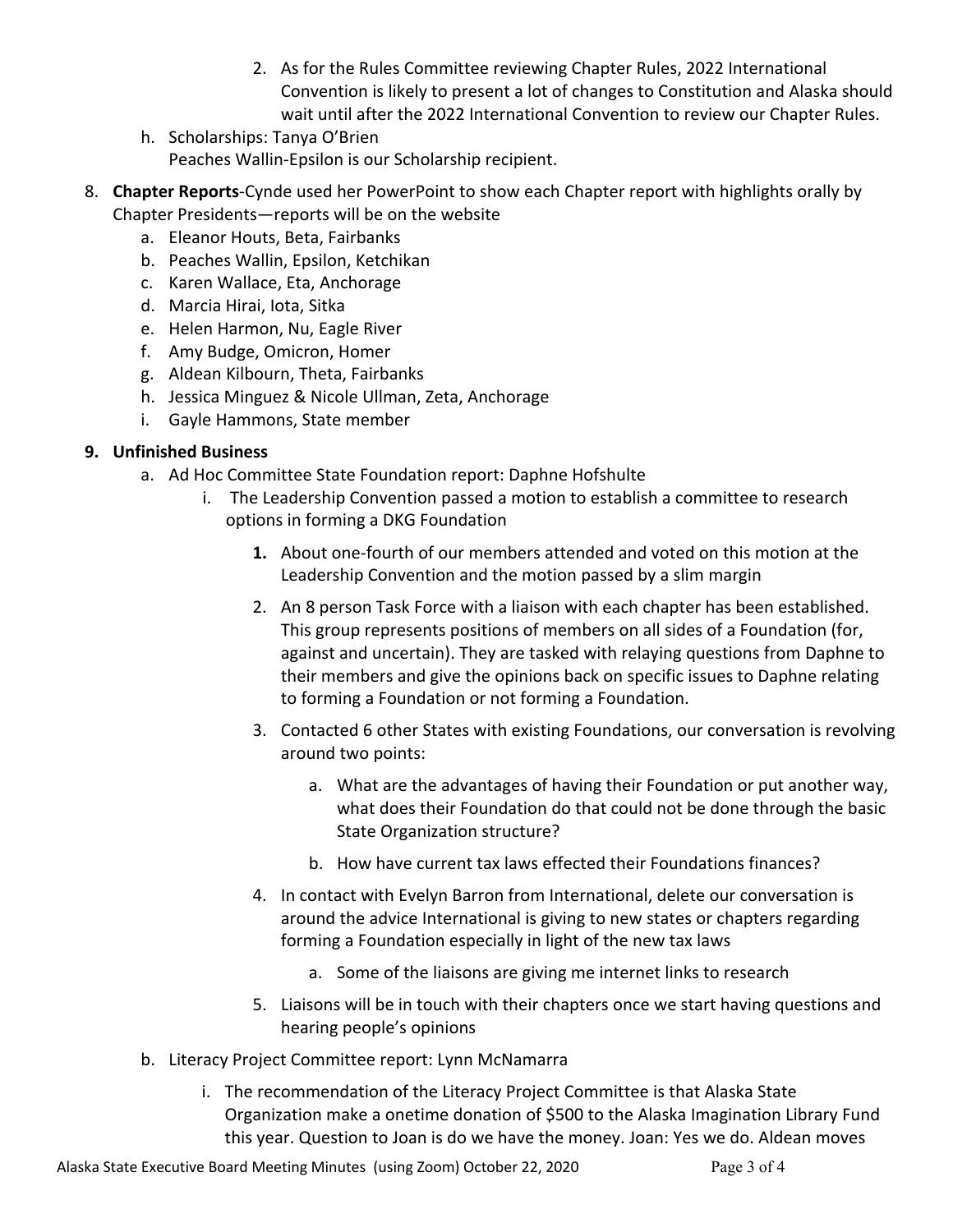2. As for the Rules Committee reviewing Chapter Rules, 2022 International Convention is likely to present a lot of changes to Constitution and Alaska should wait until after the 2022 International Convention to review our Chapter Rules.

h. Scholarships: Tanya O'Brien
   Peaches Wallin-Epsilon is our Scholarship recipient.

8. **Chapter Reports**-Cynde used her PowerPoint to show each Chapter report with highlights orally by Chapter Presidents—reports will be on the website
   a. Eleanor Houts, Beta, Fairbanks
   b. Peaches Wallin, Epsilon, Ketchikan
   c. Karen Wallace, Eta, Anchorage
   d. Marcia Hirai, Iota, Sitka
   e. Helen Harmon, Nu, Eagle River
   f. Amy Budge, Omicron, Homer
   g. Aldean Kilbourn, Theta, Fairbanks
   h. Jessica Minguez & Nicole Ullman, Zeta, Anchorage
   i. Gayle Hammons, State member

9. **Unfinished Business**
   a. Ad Hoc Committee State Foundation report: Daphne Hofshulte
      i. The Leadership Convention passed a motion to establish a committee to research options in forming a DKG Foundation
         1. About one-fourth of our members attended and voted on this motion at the Leadership Convention and the motion passed by a slim margin
         2. An 8 person Task Force with a liaison with each chapter has been established. This group represents positions of members on all sides of a Foundation (for, against and uncertain). They are tasked with relaying questions from Daphne to their members and give the opinions back on specific issues to Daphne relating to forming a Foundation or not forming a Foundation.
         3. Contacted 6 other States with existing Foundations, our conversation is revolving around two points:
            a. What are the advantages of having their Foundation or put another way, what does their Foundation do that could not be done through the basic State Organization structure?
            b. How have current tax laws effected their Foundations finances?
         4. In contact with Evelyn Barron from International, delete our conversation is around the advice International is giving to new states or chapters regarding forming a Foundation especially in light of the new tax laws
            a. Some of the liaisons are giving me internet links to research
         5. Liaisons will be in touch with their chapters once we start having questions and hearing people's opinions
   b. Literacy Project Committee report: Lynn McNamarra
      i. The recommendation of the Literacy Project Committee is that Alaska State Organization make a onetime donation of $500 to the Alaska Imagination Library Fund this year. Question to Joan is do we have the money. Joan: Yes we do. Aldean moves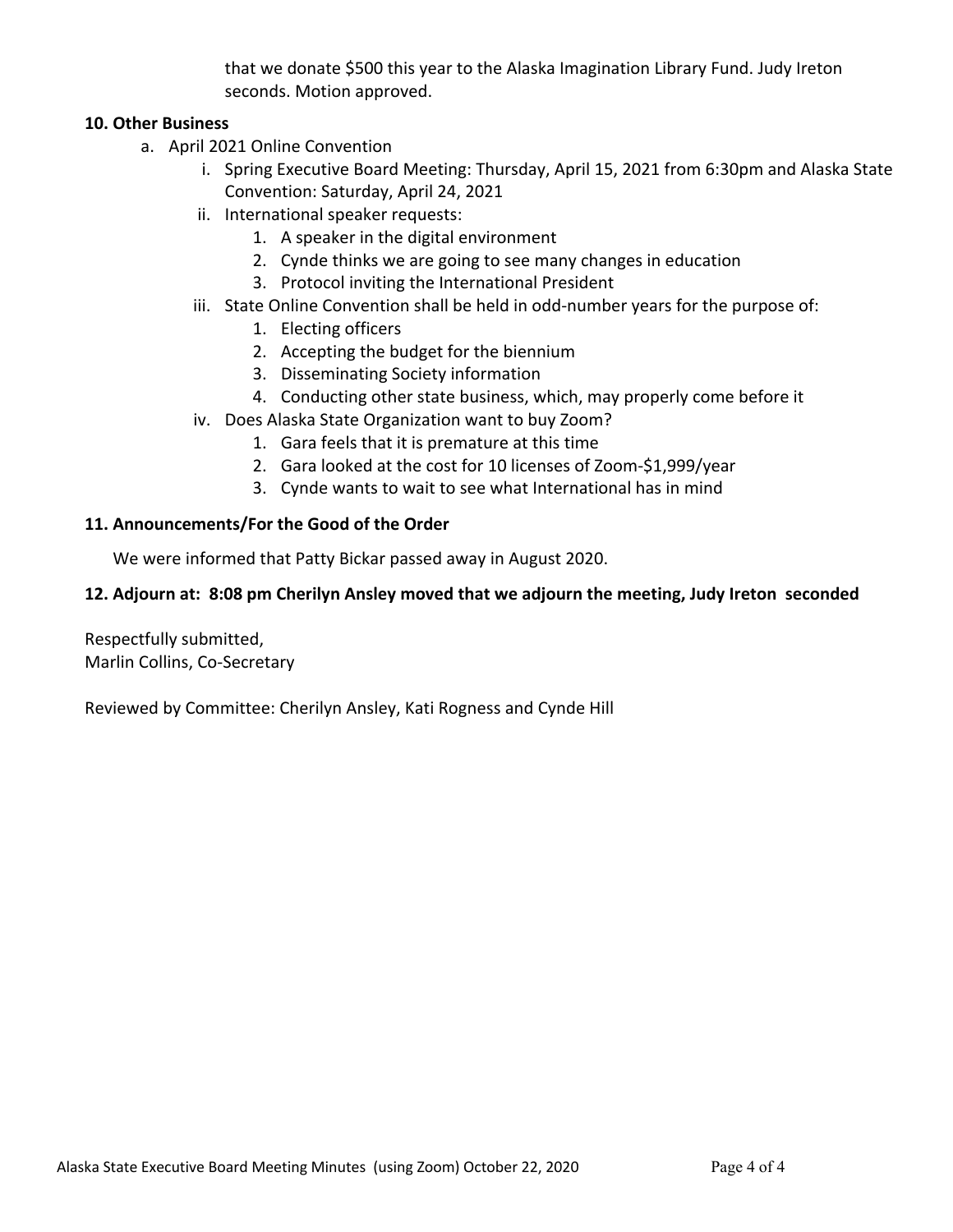that we donate $500 this year to the Alaska Imagination Library Fund. Judy Ireton seconds. Motion approved.

**10. Other Business**

a. April 2021 Online Convention
   i. Spring Executive Board Meeting: Thursday, April 15, 2021 from 6:30pm and Alaska State Convention: Saturday, April 24, 2021
   ii. International speaker requests:
      1. A speaker in the digital environment
      2. Cynde thinks we are going to see many changes in education
      3. Protocol inviting the International President
   iii. State Online Convention shall be held in odd-number years for the purpose of:
      1. Electing officers
      2. Accepting the budget for the biennium
      3. Disseminating Society information
      4. Conducting other state business, which, may properly come before it
   iv. Does Alaska State Organization want to buy Zoom?
      1. Gara feels that it is premature at this time
      2. Gara looked at the cost for 10 licenses of Zoom-$1,999/year
      3. Cynde wants to wait to see what International has in mind

**11. Announcements/For the Good of the Order**

We were informed that Patty Bickar passed away in August 2020.

**12. Adjourn at: 8:08 pm Cherilyn Ansley moved that we adjourn the meeting, Judy Ireton seconded**

Respectfully submitted,
Marlin Collins, Co-Secretary

Reviewed by Committee: Cherilyn Ansley, Kati Rogness and Cynde Hill